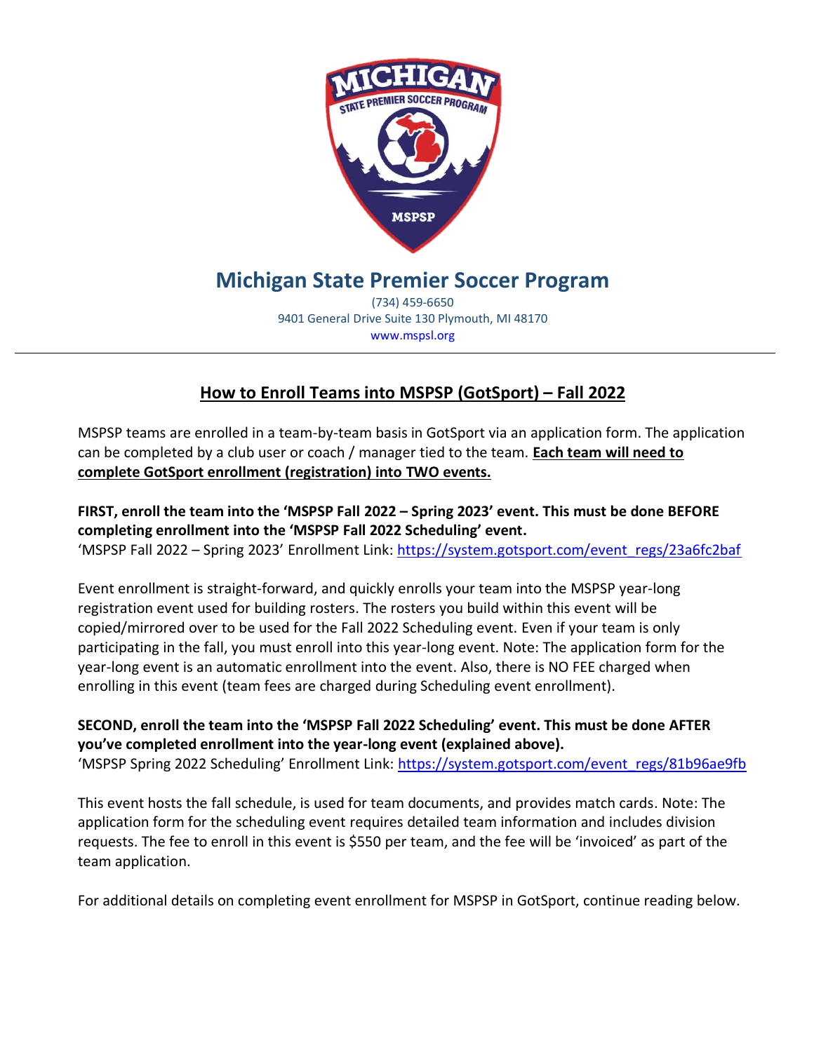# Michigan State Premier Soccer Program

(734) 459-6650
9401 General Drive Suite 130 Plymouth, MI 48170
www.mspsl.org

---

## How to Enroll Teams into MSPSP (GotSport) – Fall 2022

MSPSP teams are enrolled in a team-by-team basis in GotSport via an application form. The application can be completed by a club user or coach / manager tied to the team. **Each team will need to complete GotSport enrollment (registration) into TWO events.**

**FIRST, enroll the team into the 'MSPSP Fall 2022 – Spring 2023' event. This must be done BEFORE completing enrollment into the 'MSPSP Fall 2022 Scheduling' event.**
'MSPSP Fall 2022 – Spring 2023' Enrollment Link: https://system.gotsport.com/event_regs/23a6fc2baf

Event enrollment is straight-forward, and quickly enrolls your team into the MSPSP year-long registration event used for building rosters. The rosters you build within this event will be copied/mirrored over to be used for the Fall 2022 Scheduling event. Even if your team is only participating in the fall, you must enroll into this year-long event. Note: The application form for the year-long event is an automatic enrollment into the event. Also, there is NO FEE charged when enrolling in this event (team fees are charged during Scheduling event enrollment).

**SECOND, enroll the team into the 'MSPSP Fall 2022 Scheduling' event. This must be done AFTER you've completed enrollment into the year-long event (explained above).**
'MSPSP Spring 2022 Scheduling' Enrollment Link: https://system.gotsport.com/event_regs/81b96ae9fb

This event hosts the fall schedule, is used for team documents, and provides match cards. Note: The application form for the scheduling event requires detailed team information and includes division requests. The fee to enroll in this event is $550 per team, and the fee will be 'invoiced' as part of the team application.

For additional details on completing event enrollment for MSPSP in GotSport, continue reading below.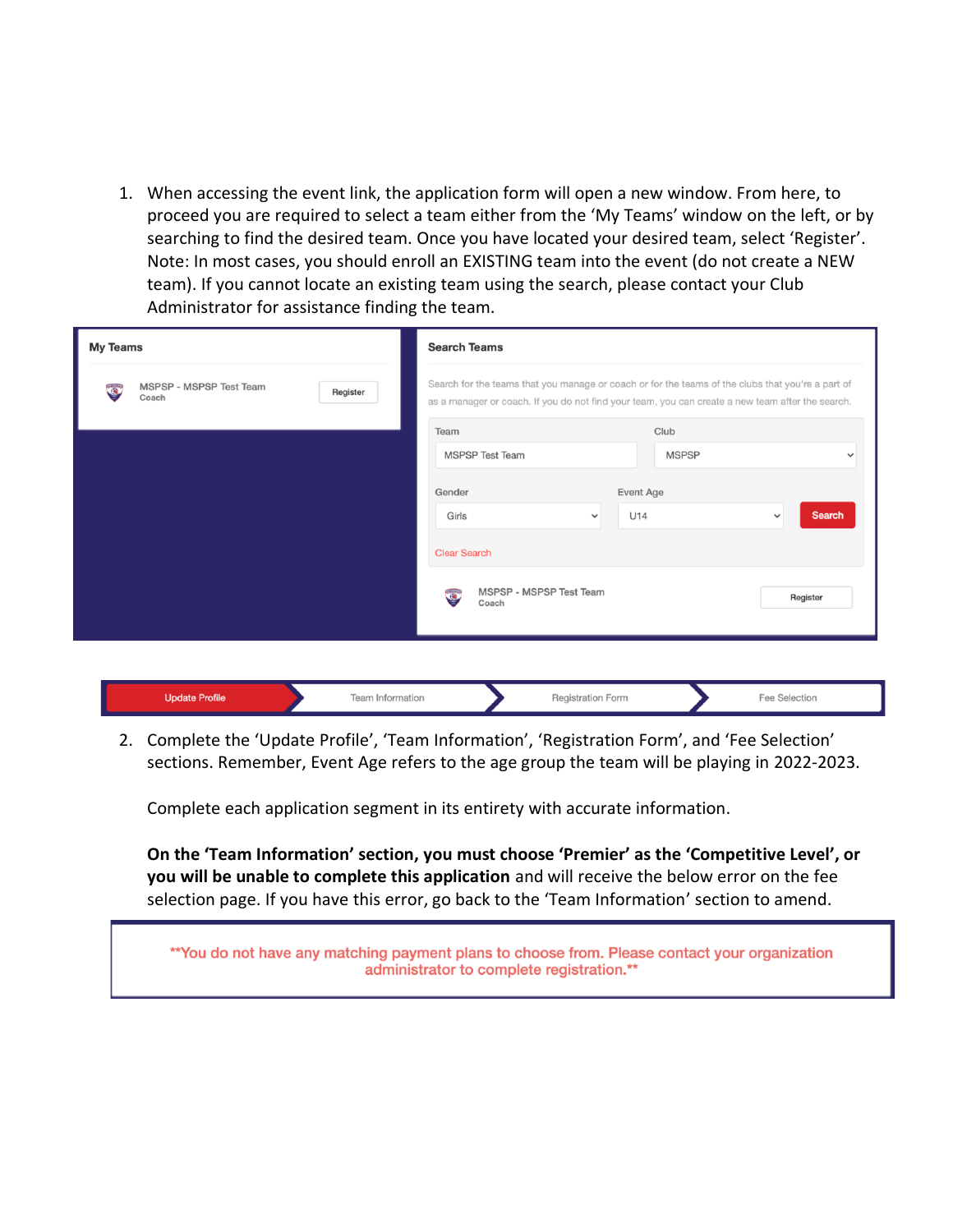1. When accessing the event link, the application form will open a new window. From here, to proceed you are required to select a team either from the 'My Teams' window on the left, or by searching to find the desired team. Once you have located your desired team, select 'Register'. Note: In most cases, you should enroll an EXISTING team into the event (do not create a NEW team). If you cannot locate an existing team using the search, please contact your Club Administrator for assistance finding the team.

2. Complete the 'Update Profile', 'Team Information', 'Registration Form', and 'Fee Selection' sections. Remember, Event Age refers to the age group the team will be playing in 2022-2023.

   Complete each application segment in its entirety with accurate information.

   **On the 'Team Information' section, you must choose 'Premier' as the 'Competitive Level', or you will be unable to complete this application** and will receive the below error on the fee selection page. If you have this error, go back to the 'Team Information' section to amend.

> **You do not have any matching payment plans to choose from. Please contact your organization administrator to complete registration.**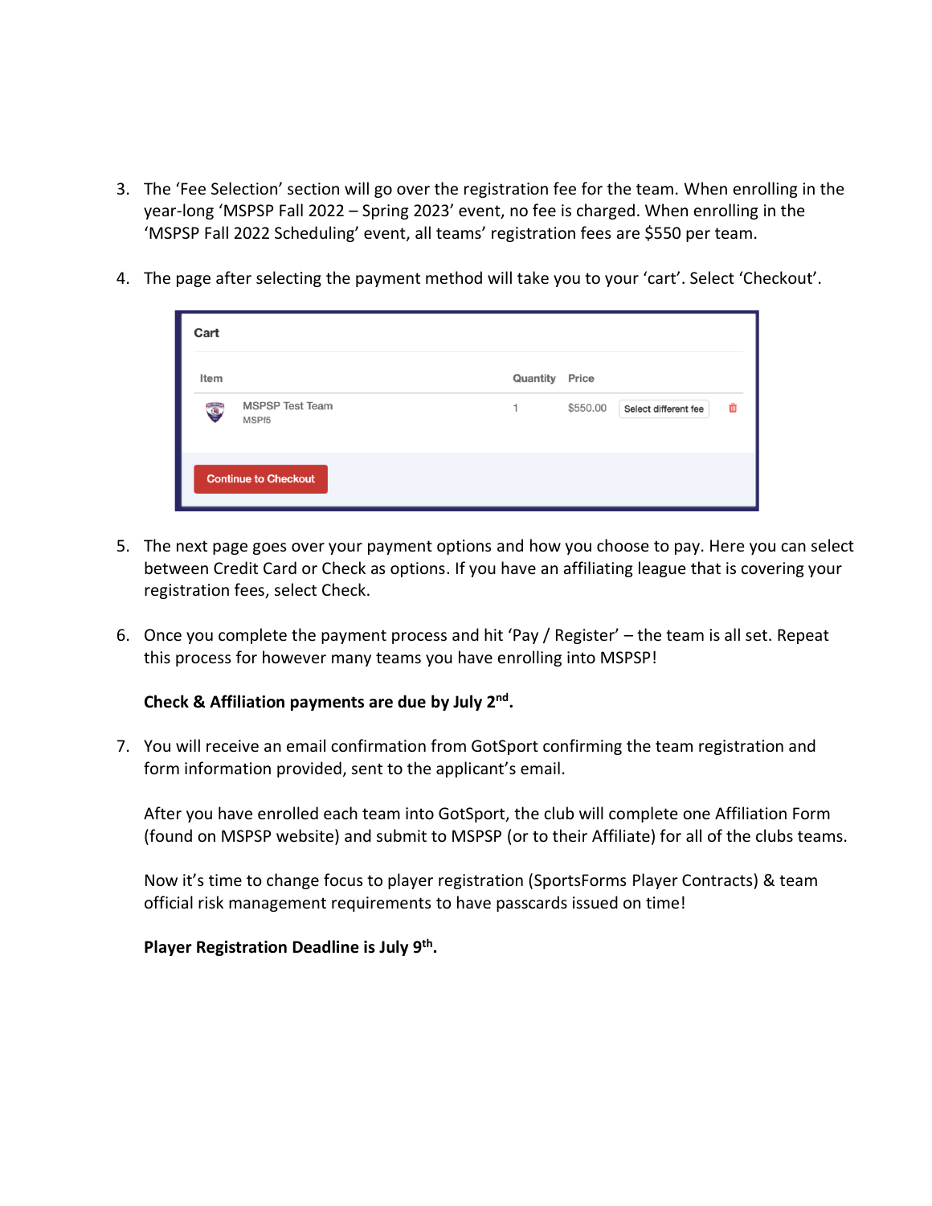3. The 'Fee Selection' section will go over the registration fee for the team. When enrolling in the year-long 'MSPSP Fall 2022 – Spring 2023' event, no fee is charged. When enrolling in the 'MSPSP Fall 2022 Scheduling' event, all teams' registration fees are $550 per team.

4. The page after selecting the payment method will take you to your 'cart'. Select 'Checkout'.

**Cart**

| Item | Quantity | Price | | |
|---|---|---|---|---|
| MSPSP Test Team MSPf5 | 1 | $550.00 | Select different fee | |

Continue to Checkout

5. The next page goes over your payment options and how you choose to pay. Here you can select between Credit Card or Check as options. If you have an affiliating league that is covering your registration fees, select Check.

6. Once you complete the payment process and hit 'Pay / Register' – the team is all set. Repeat this process for however many teams you have enrolling into MSPSP!

   **Check & Affiliation payments are due by July 2nd.**

7. You will receive an email confirmation from GotSport confirming the team registration and form information provided, sent to the applicant's email.

   After you have enrolled each team into GotSport, the club will complete one Affiliation Form (found on MSPSP website) and submit to MSPSP (or to their Affiliate) for all of the clubs teams.

   Now it's time to change focus to player registration (SportsForms Player Contracts) & team official risk management requirements to have passcards issued on time!

   **Player Registration Deadline is July 9th.**